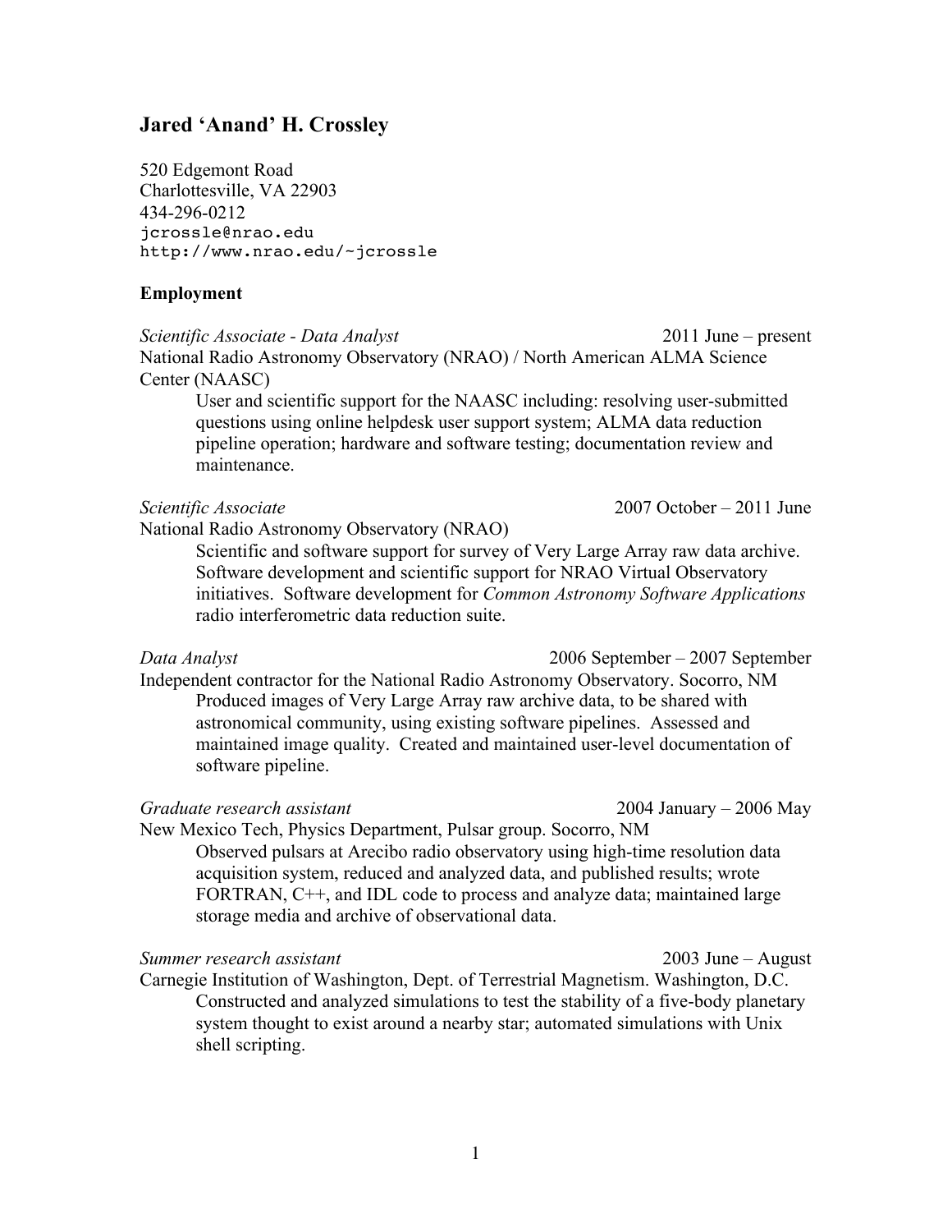# Jared 'Anand' H. Crossley

520 Edgemont Road
Charlottesville, VA 22903
434-296-0212
jcrossle@nrao.edu
http://www.nrao.edu/~jcrossle

## Employment

*Scientific Associate - Data Analyst* — 2011 June – present
National Radio Astronomy Observatory (NRAO) / North American ALMA Science Center (NAASC)

User and scientific support for the NAASC including: resolving user-submitted questions using online helpdesk user support system; ALMA data reduction pipeline operation; hardware and software testing; documentation review and maintenance.

*Scientific Associate* — 2007 October – 2011 June
National Radio Astronomy Observatory (NRAO)

Scientific and software support for survey of Very Large Array raw data archive. Software development and scientific support for NRAO Virtual Observatory initiatives. Software development for *Common Astronomy Software Applications* radio interferometric data reduction suite.

*Data Analyst* — 2006 September – 2007 September
Independent contractor for the National Radio Astronomy Observatory. Socorro, NM

Produced images of Very Large Array raw archive data, to be shared with astronomical community, using existing software pipelines. Assessed and maintained image quality. Created and maintained user-level documentation of software pipeline.

*Graduate research assistant* — 2004 January – 2006 May
New Mexico Tech, Physics Department, Pulsar group. Socorro, NM

Observed pulsars at Arecibo radio observatory using high-time resolution data acquisition system, reduced and analyzed data, and published results; wrote FORTRAN, C++, and IDL code to process and analyze data; maintained large storage media and archive of observational data.

*Summer research assistant* — 2003 June – August
Carnegie Institution of Washington, Dept. of Terrestrial Magnetism. Washington, D.C.

Constructed and analyzed simulations to test the stability of a five-body planetary system thought to exist around a nearby star; automated simulations with Unix shell scripting.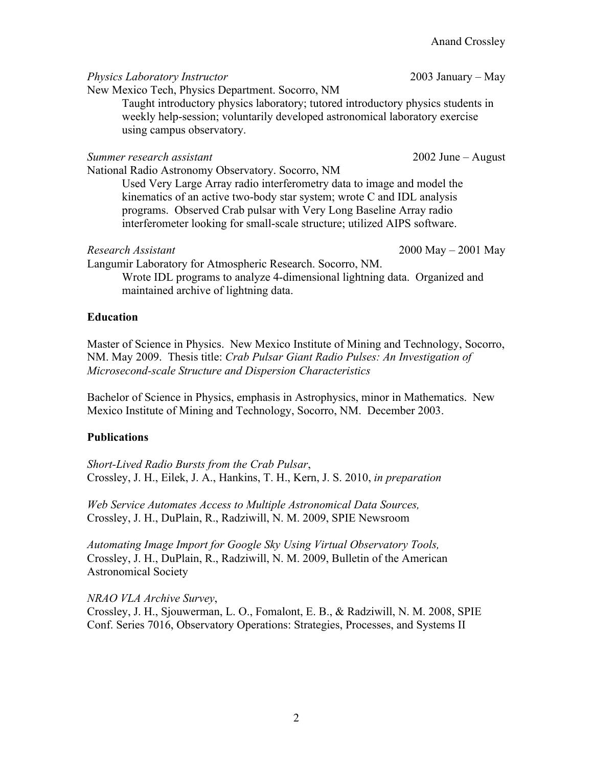*Physics Laboratory Instructor* 2003 January – May

New Mexico Tech, Physics Department. Socorro, NM

Taught introductory physics laboratory; tutored introductory physics students in weekly help-session; voluntarily developed astronomical laboratory exercise using campus observatory.

*Summer research assistant* 2002 June – August

National Radio Astronomy Observatory. Socorro, NM

Used Very Large Array radio interferometry data to image and model the kinematics of an active two-body star system; wrote C and IDL analysis programs. Observed Crab pulsar with Very Long Baseline Array radio interferometer looking for small-scale structure; utilized AIPS software.

*Research Assistant* 2000 May – 2001 May

Langumir Laboratory for Atmospheric Research. Socorro, NM.

Wrote IDL programs to analyze 4-dimensional lightning data. Organized and maintained archive of lightning data.

## Education

Master of Science in Physics. New Mexico Institute of Mining and Technology, Socorro, NM. May 2009. Thesis title: *Crab Pulsar Giant Radio Pulses: An Investigation of Microsecond-scale Structure and Dispersion Characteristics*

Bachelor of Science in Physics, emphasis in Astrophysics, minor in Mathematics. New Mexico Institute of Mining and Technology, Socorro, NM. December 2003.

## Publications

*Short-Lived Radio Bursts from the Crab Pulsar*,
Crossley, J. H., Eilek, J. A., Hankins, T. H., Kern, J. S. 2010, *in preparation*

*Web Service Automates Access to Multiple Astronomical Data Sources,*
Crossley, J. H., DuPlain, R., Radziwill, N. M. 2009, SPIE Newsroom

*Automating Image Import for Google Sky Using Virtual Observatory Tools,*
Crossley, J. H., DuPlain, R., Radziwill, N. M. 2009, Bulletin of the American Astronomical Society

*NRAO VLA Archive Survey*,
Crossley, J. H., Sjouwerman, L. O., Fomalont, E. B., & Radziwill, N. M. 2008, SPIE Conf. Series 7016, Observatory Operations: Strategies, Processes, and Systems II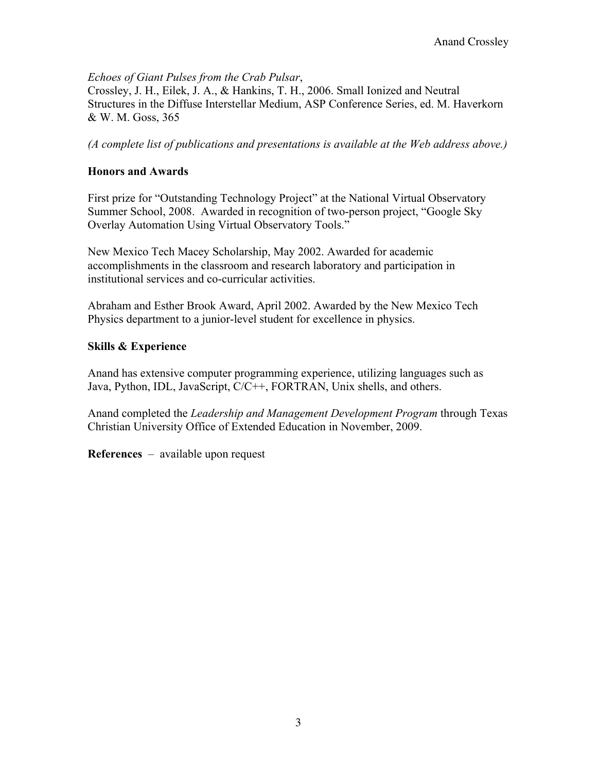*Echoes of Giant Pulses from the Crab Pulsar*,
Crossley, J. H., Eilek, J. A., & Hankins, T. H., 2006. Small Ionized and Neutral Structures in the Diffuse Interstellar Medium, ASP Conference Series, ed. M. Haverkorn & W. M. Goss, 365

*(A complete list of publications and presentations is available at the Web address above.)*

**Honors and Awards**

First prize for "Outstanding Technology Project" at the National Virtual Observatory Summer School, 2008. Awarded in recognition of two-person project, "Google Sky Overlay Automation Using Virtual Observatory Tools."

New Mexico Tech Macey Scholarship, May 2002. Awarded for academic accomplishments in the classroom and research laboratory and participation in institutional services and co-curricular activities.

Abraham and Esther Brook Award, April 2002. Awarded by the New Mexico Tech Physics department to a junior-level student for excellence in physics.

**Skills & Experience**

Anand has extensive computer programming experience, utilizing languages such as Java, Python, IDL, JavaScript, C/C++, FORTRAN, Unix shells, and others.

Anand completed the *Leadership and Management Development Program* through Texas Christian University Office of Extended Education in November, 2009.

**References** – available upon request